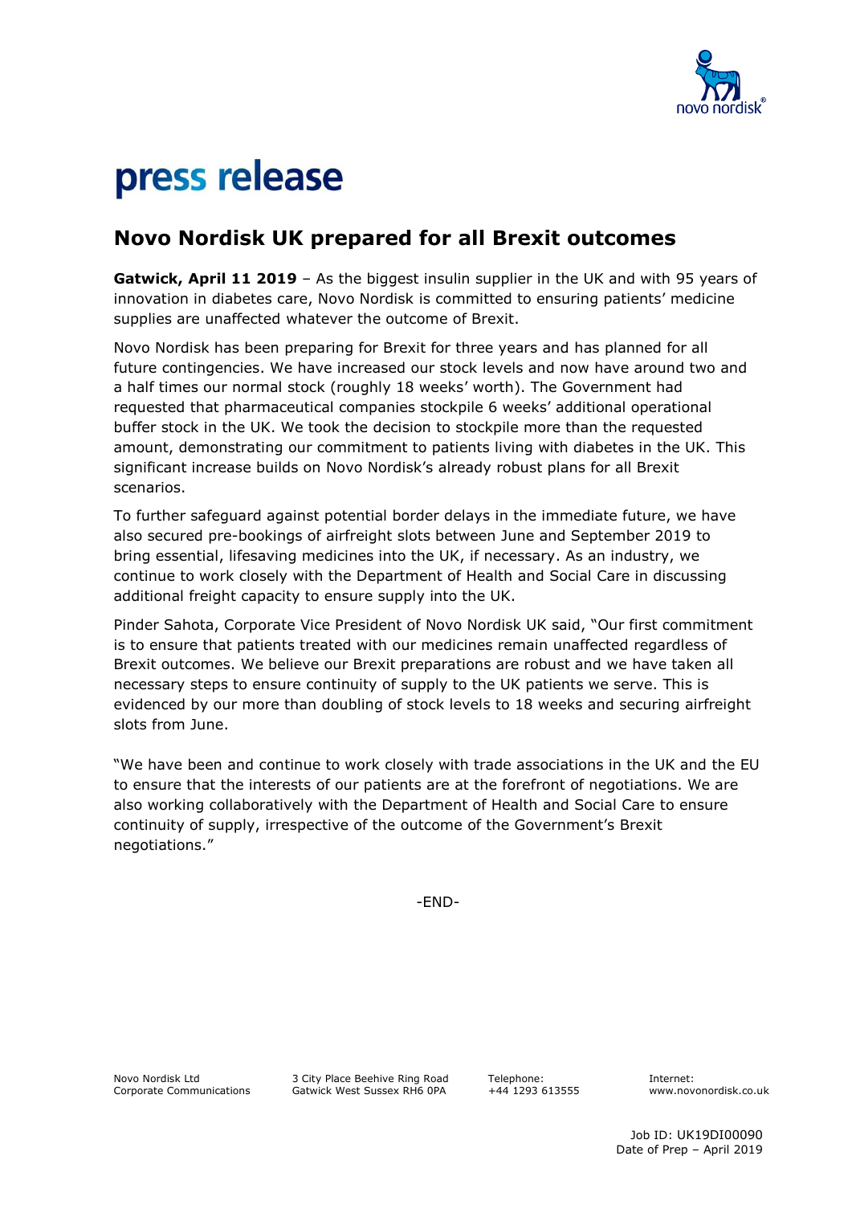# press release

## Novo Nordisk UK prepared for all Brexit outcomes

**Gatwick, April 11 2019** – As the biggest insulin supplier in the UK and with 95 years of innovation in diabetes care, Novo Nordisk is committed to ensuring patients' medicine supplies are unaffected whatever the outcome of Brexit.

Novo Nordisk has been preparing for Brexit for three years and has planned for all future contingencies. We have increased our stock levels and now have around two and a half times our normal stock (roughly 18 weeks' worth). The Government had requested that pharmaceutical companies stockpile 6 weeks' additional operational buffer stock in the UK. We took the decision to stockpile more than the requested amount, demonstrating our commitment to patients living with diabetes in the UK. This significant increase builds on Novo Nordisk's already robust plans for all Brexit scenarios.

To further safeguard against potential border delays in the immediate future, we have also secured pre-bookings of airfreight slots between June and September 2019 to bring essential, lifesaving medicines into the UK, if necessary. As an industry, we continue to work closely with the Department of Health and Social Care in discussing additional freight capacity to ensure supply into the UK.

Pinder Sahota, Corporate Vice President of Novo Nordisk UK said, "Our first commitment is to ensure that patients treated with our medicines remain unaffected regardless of Brexit outcomes. We believe our Brexit preparations are robust and we have taken all necessary steps to ensure continuity of supply to the UK patients we serve. This is evidenced by our more than doubling of stock levels to 18 weeks and securing airfreight slots from June.

"We have been and continue to work closely with trade associations in the UK and the EU to ensure that the interests of our patients are at the forefront of negotiations. We are also working collaboratively with the Department of Health and Social Care to ensure continuity of supply, irrespective of the outcome of the Government's Brexit negotiations."

-END-

Novo Nordisk Ltd
Corporate Communications

3 City Place Beehive Ring Road
Gatwick West Sussex RH6 0PA

Telephone:
+44 1293 613555

Internet:
www.novonordisk.co.uk

Job ID: UK19DI00090
Date of Prep – April 2019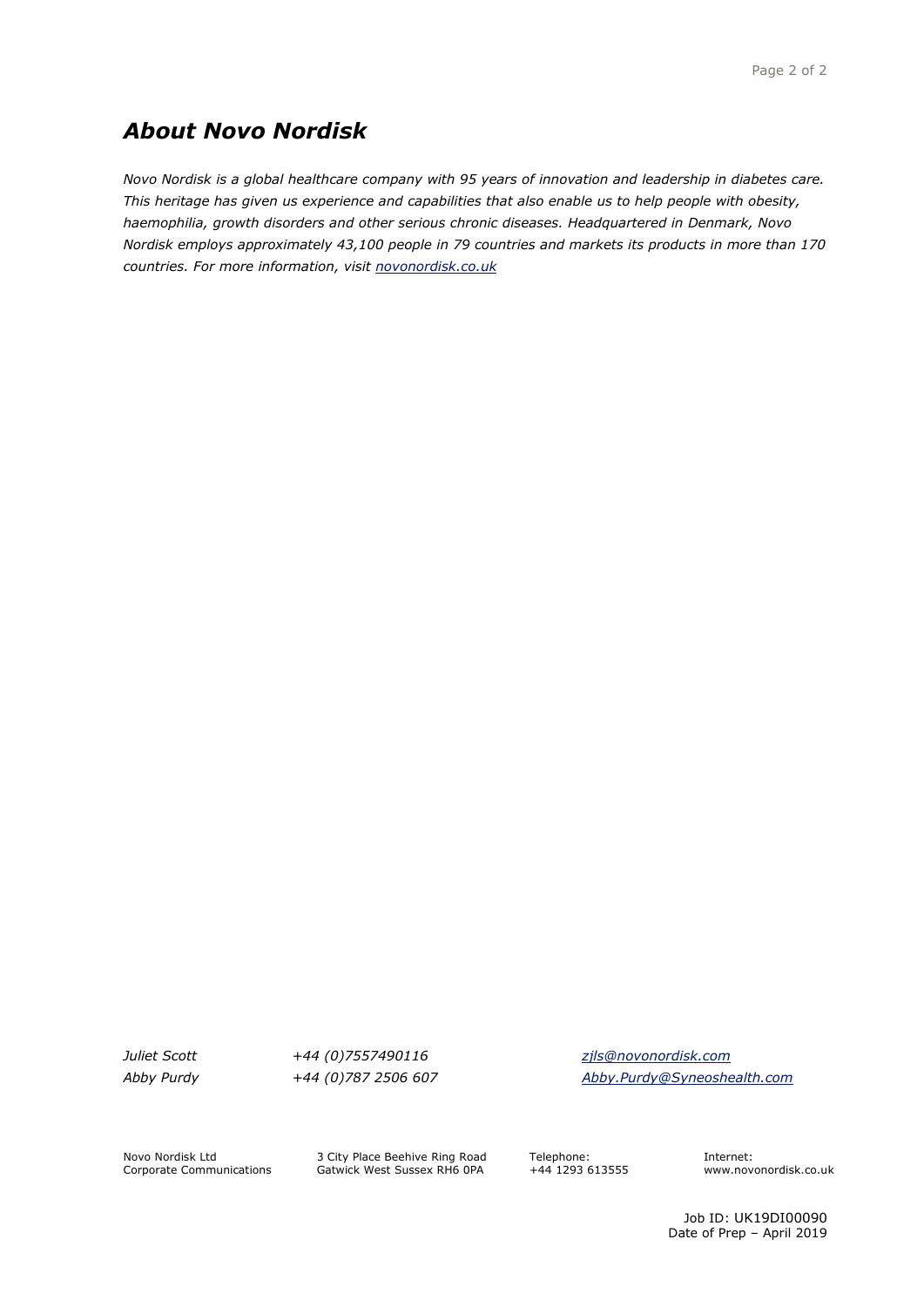## *About Novo Nordisk*

*Novo Nordisk is a global healthcare company with 95 years of innovation and leadership in diabetes care. This heritage has given us experience and capabilities that also enable us to help people with obesity, haemophilia, growth disorders and other serious chronic diseases. Headquartered in Denmark, Novo Nordisk employs approximately 43,100 people in 79 countries and markets its products in more than 170 countries. For more information, visit [novonordisk.co.uk](novonordisk.co.uk)*

| | | |
|---|---|---|
| *Juliet Scott* | *+44 (0)7557490116* | *zjls@novonordisk.com* |
| *Abby Purdy* | *+44 (0)787 2506 607* | *Abby.Purdy@Syneoshealth.com* |

Novo Nordisk Ltd
Corporate Communications

3 City Place Beehive Ring Road
Gatwick West Sussex RH6 0PA

Telephone:
+44 1293 613555

Internet:
www.novonordisk.co.uk

Job ID: UK19DI00090
Date of Prep – April 2019